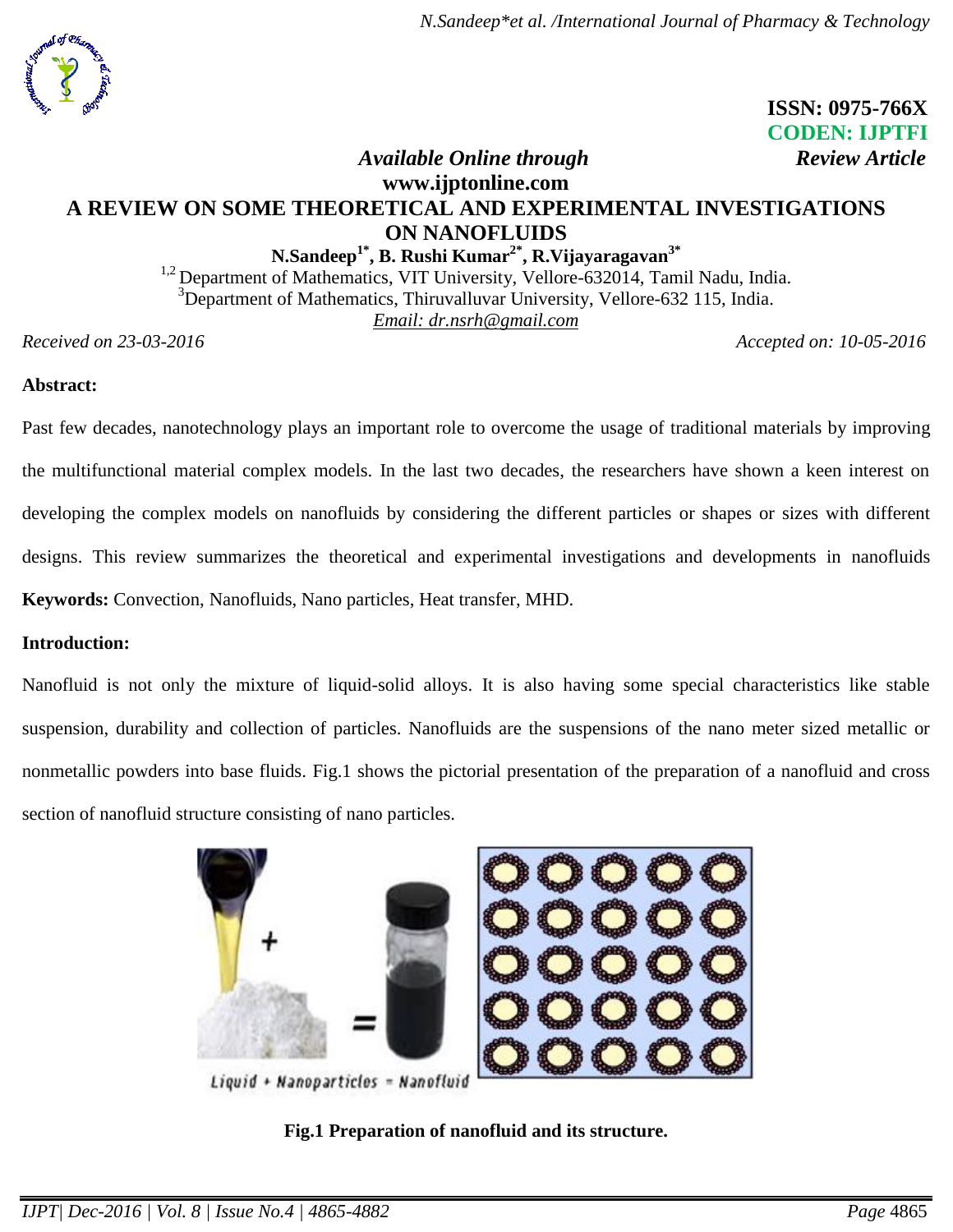ISSN: 0975-766X
CODEN: IJPTFI
*Available Online through* *Review Article*
www.ijptonline.com

# A REVIEW ON SOME THEORETICAL AND EXPERIMENTAL INVESTIGATIONS ON NANOFLUIDS

**N.Sandeep[1*], B. Rushi Kumar[2*], R.Vijayaragavan[3*]**

[1,2] Department of Mathematics, VIT University, Vellore-632014, Tamil Nadu, India.
[3]Department of Mathematics, Thiruvalluvar University, Vellore-632 115, India.
*Email: dr.nsrh@gmail.com*

*Received on 23-03-2016* *Accepted on: 10-05-2016*

**Abstract:**

Past few decades, nanotechnology plays an important role to overcome the usage of traditional materials by improving the multifunctional material complex models. In the last two decades, the researchers have shown a keen interest on developing the complex models on nanofluids by considering the different particles or shapes or sizes with different designs. This review summarizes the theoretical and experimental investigations and developments in nanofluids

**Keywords:** Convection, Nanofluids, Nano particles, Heat transfer, MHD.

**Introduction:**

Nanofluid is not only the mixture of liquid-solid alloys. It is also having some special characteristics like stable suspension, durability and collection of particles. Nanofluids are the suspensions of the nano meter sized metallic or nonmetallic powders into base fluids. Fig.1 shows the pictorial presentation of the preparation of a nanofluid and cross section of nanofluid structure consisting of nano particles.

Liquid + Nanoparticles = Nanofluid

**Fig.1 Preparation of nanofluid and its structure.**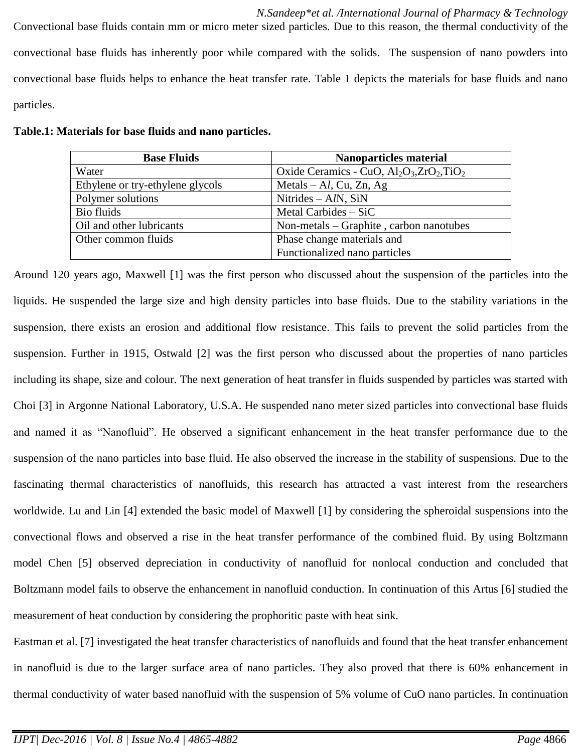Convectional base fluids contain mm or micro meter sized particles. Due to this reason, the thermal conductivity of the convectional base fluids has inherently poor while compared with the solids. The suspension of nano powders into convectional base fluids helps to enhance the heat transfer rate. Table 1 depicts the materials for base fluids and nano particles.

**Table.1: Materials for base fluids and nano particles.**

| Base Fluids | Nanoparticles material |
|---|---|
| Water | Oxide Ceramics - CuO, $Al_2O_3$,$ZrO_2$,$TiO_2$ |
| Ethylene or try-ethylene glycols | Metals – A*l*, Cu, Zn, Ag |
| Polymer solutions | Nitrides – A*l*N, SiN |
| Bio fluids | Metal Carbides – SiC |
| Oil and other lubricants | Non-metals – Graphite , carbon nanotubes |
| Other common fluids | Phase change materials and Functionalized nano particles |

Around 120 years ago, Maxwell [1] was the first person who discussed about the suspension of the particles into the liquids. He suspended the large size and high density particles into base fluids. Due to the stability variations in the suspension, there exists an erosion and additional flow resistance. This fails to prevent the solid particles from the suspension. Further in 1915, Ostwald [2] was the first person who discussed about the properties of nano particles including its shape, size and colour. The next generation of heat transfer in fluids suspended by particles was started with Choi [3] in Argonne National Laboratory, U.S.A. He suspended nano meter sized particles into convectional base fluids and named it as "Nanofluid". He observed a significant enhancement in the heat transfer performance due to the suspension of the nano particles into base fluid. He also observed the increase in the stability of suspensions. Due to the fascinating thermal characteristics of nanofluids, this research has attracted a vast interest from the researchers worldwide. Lu and Lin [4] extended the basic model of Maxwell [1] by considering the spheroidal suspensions into the convectional flows and observed a rise in the heat transfer performance of the combined fluid. By using Boltzmann model Chen [5] observed depreciation in conductivity of nanofluid for nonlocal conduction and concluded that Boltzmann model fails to observe the enhancement in nanofluid conduction. In continuation of this Artus [6] studied the measurement of heat conduction by considering the prophoritic paste with heat sink.

Eastman et al. [7] investigated the heat transfer characteristics of nanofluids and found that the heat transfer enhancement in nanofluid is due to the larger surface area of nano particles. They also proved that there is 60% enhancement in thermal conductivity of water based nanofluid with the suspension of 5% volume of CuO nano particles. In continuation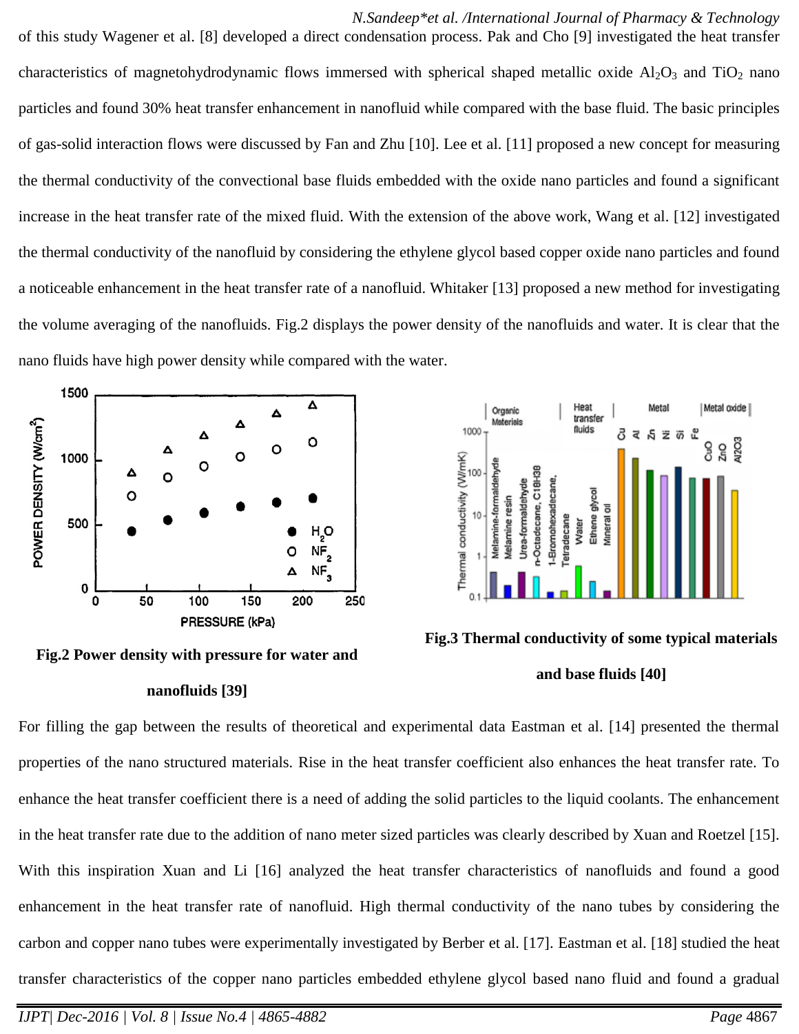of this study Wagener et al. [8] developed a direct condensation process. Pak and Cho [9] investigated the heat transfer characteristics of magnetohydrodynamic flows immersed with spherical shaped metallic oxide $Al_2O_3$ and $TiO_2$ nano particles and found 30% heat transfer enhancement in nanofluid while compared with the base fluid. The basic principles of gas-solid interaction flows were discussed by Fan and Zhu [10]. Lee et al. [11] proposed a new concept for measuring the thermal conductivity of the convectional base fluids embedded with the oxide nano particles and found a significant increase in the heat transfer rate of the mixed fluid. With the extension of the above work, Wang et al. [12] investigated the thermal conductivity of the nanofluid by considering the ethylene glycol based copper oxide nano particles and found a noticeable enhancement in the heat transfer rate of a nanofluid. Whitaker [13] proposed a new method for investigating the volume averaging of the nanofluids. Fig.2 displays the power density of the nanofluids and water. It is clear that the nano fluids have high power density while compared with the water.

**Fig.2 Power density with pressure for water and nanofluids [39]**

**Fig.3 Thermal conductivity of some typical materials and base fluids [40]**

For filling the gap between the results of theoretical and experimental data Eastman et al. [14] presented the thermal properties of the nano structured materials. Rise in the heat transfer coefficient also enhances the heat transfer rate. To enhance the heat transfer coefficient there is a need of adding the solid particles to the liquid coolants. The enhancement in the heat transfer rate due to the addition of nano meter sized particles was clearly described by Xuan and Roetzel [15]. With this inspiration Xuan and Li [16] analyzed the heat transfer characteristics of nanofluids and found a good enhancement in the heat transfer rate of nanofluid. High thermal conductivity of the nano tubes by considering the carbon and copper nano tubes were experimentally investigated by Berber et al. [17]. Eastman et al. [18] studied the heat transfer characteristics of the copper nano particles embedded ethylene glycol based nano fluid and found a gradual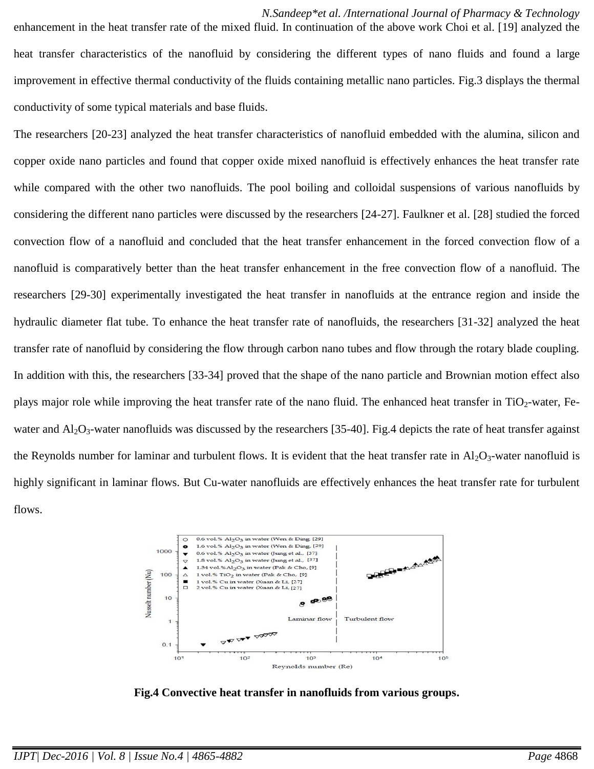enhancement in the heat transfer rate of the mixed fluid. In continuation of the above work Choi et al. [19] analyzed the heat transfer characteristics of the nanofluid by considering the different types of nano fluids and found a large improvement in effective thermal conductivity of the fluids containing metallic nano particles. Fig.3 displays the thermal conductivity of some typical materials and base fluids.

The researchers [20-23] analyzed the heat transfer characteristics of nanofluid embedded with the alumina, silicon and copper oxide nano particles and found that copper oxide mixed nanofluid is effectively enhances the heat transfer rate while compared with the other two nanofluids. The pool boiling and colloidal suspensions of various nanofluids by considering the different nano particles were discussed by the researchers [24-27]. Faulkner et al. [28] studied the forced convection flow of a nanofluid and concluded that the heat transfer enhancement in the forced convection flow of a nanofluid is comparatively better than the heat transfer enhancement in the free convection flow of a nanofluid. The researchers [29-30] experimentally investigated the heat transfer in nanofluids at the entrance region and inside the hydraulic diameter flat tube. To enhance the heat transfer rate of nanofluids, the researchers [31-32] analyzed the heat transfer rate of nanofluid by considering the flow through carbon nano tubes and flow through the rotary blade coupling. In addition with this, the researchers [33-34] proved that the shape of the nano particle and Brownian motion effect also plays major role while improving the heat transfer rate of the nano fluid. The enhanced heat transfer in $TiO_2$-water, Fe-water and $Al_2O_3$-water nanofluids was discussed by the researchers [35-40]. Fig.4 depicts the rate of heat transfer against the Reynolds number for laminar and turbulent flows. It is evident that the heat transfer rate in $Al_2O_3$-water nanofluid is highly significant in laminar flows. But Cu-water nanofluids are effectively enhances the heat transfer rate for turbulent flows.

**Fig.4 Convective heat transfer in nanofluids from various groups.**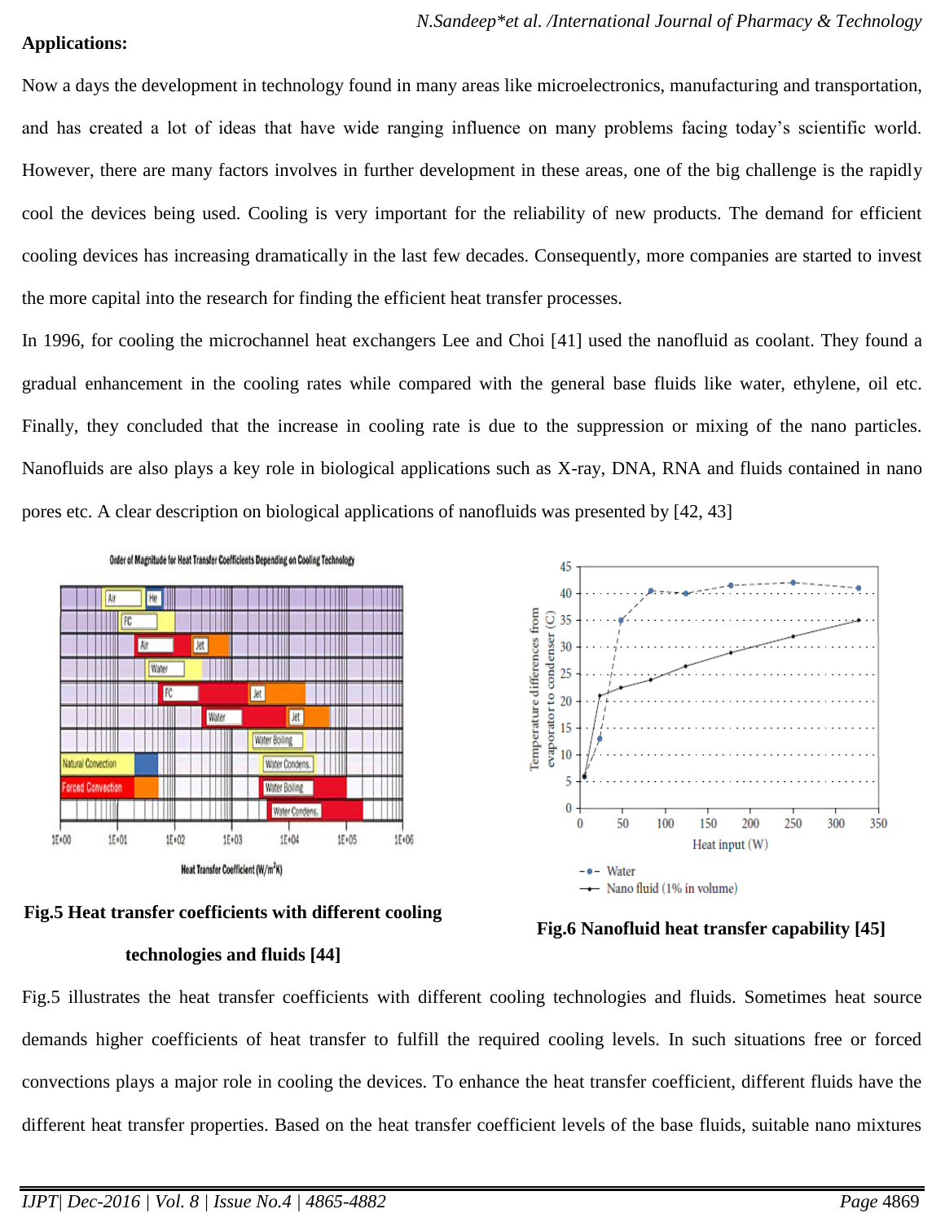**Applications:**

Now a days the development in technology found in many areas like microelectronics, manufacturing and transportation, and has created a lot of ideas that have wide ranging influence on many problems facing today's scientific world. However, there are many factors involves in further development in these areas, one of the big challenge is the rapidly cool the devices being used. Cooling is very important for the reliability of new products. The demand for efficient cooling devices has increasing dramatically in the last few decades. Consequently, more companies are started to invest the more capital into the research for finding the efficient heat transfer processes.

In 1996, for cooling the microchannel heat exchangers Lee and Choi [41] used the nanofluid as coolant. They found a gradual enhancement in the cooling rates while compared with the general base fluids like water, ethylene, oil etc. Finally, they concluded that the increase in cooling rate is due to the suppression or mixing of the nano particles. Nanofluids are also plays a key role in biological applications such as X-ray, DNA, RNA and fluids contained in nano pores etc. A clear description on biological applications of nanofluids was presented by [42, 43]

**Fig.5 Heat transfer coefficients with different cooling technologies and fluids [44]**

**Fig.6 Nanofluid heat transfer capability [45]**

Fig.5 illustrates the heat transfer coefficients with different cooling technologies and fluids. Sometimes heat source demands higher coefficients of heat transfer to fulfill the required cooling levels. In such situations free or forced convections plays a major role in cooling the devices. To enhance the heat transfer coefficient, different fluids have the different heat transfer properties. Based on the heat transfer coefficient levels of the base fluids, suitable nano mixtures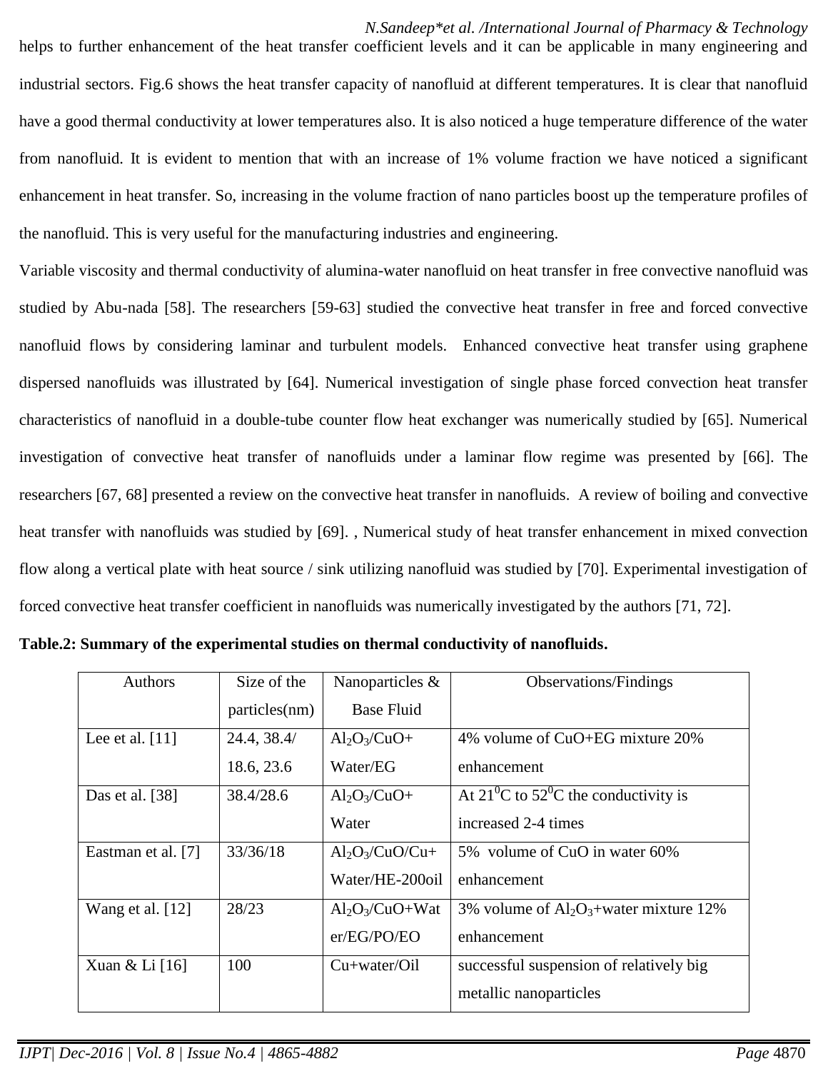helps to further enhancement of the heat transfer coefficient levels and it can be applicable in many engineering and industrial sectors. Fig.6 shows the heat transfer capacity of nanofluid at different temperatures. It is clear that nanofluid have a good thermal conductivity at lower temperatures also. It is also noticed a huge temperature difference of the water from nanofluid. It is evident to mention that with an increase of 1% volume fraction we have noticed a significant enhancement in heat transfer. So, increasing in the volume fraction of nano particles boost up the temperature profiles of the nanofluid. This is very useful for the manufacturing industries and engineering.

Variable viscosity and thermal conductivity of alumina-water nanofluid on heat transfer in free convective nanofluid was studied by Abu-nada [58]. The researchers [59-63] studied the convective heat transfer in free and forced convective nanofluid flows by considering laminar and turbulent models. Enhanced convective heat transfer using graphene dispersed nanofluids was illustrated by [64]. Numerical investigation of single phase forced convection heat transfer characteristics of nanofluid in a double-tube counter flow heat exchanger was numerically studied by [65]. Numerical investigation of convective heat transfer of nanofluids under a laminar flow regime was presented by [66]. The researchers [67, 68] presented a review on the convective heat transfer in nanofluids. A review of boiling and convective heat transfer with nanofluids was studied by [69]. , Numerical study of heat transfer enhancement in mixed convection flow along a vertical plate with heat source / sink utilizing nanofluid was studied by [70]. Experimental investigation of forced convective heat transfer coefficient in nanofluids was numerically investigated by the authors [71, 72].

**Table.2: Summary of the experimental studies on thermal conductivity of nanofluids.**

| Authors | Size of the particles(nm) | Nanoparticles & Base Fluid | Observations/Findings |
|---|---|---|---|
| Lee et al. [11] | 24.4, 38.4/ 18.6, 23.6 | $Al_2O_3$/CuO+ Water/EG | 4% volume of CuO+EG mixture 20% enhancement |
| Das et al. [38] | 38.4/28.6 | $Al_2O_3$/CuO+ Water | At $21^0$C to $52^0$C the conductivity is increased 2-4 times |
| Eastman et al. [7] | 33/36/18 | $Al_2O_3$/CuO/Cu+ Water/HE-200oil | 5% volume of CuO in water 60% enhancement |
| Wang et al. [12] | 28/23 | $Al_2O_3$/CuO+Water/EG/PO/EO | 3% volume of $Al_2O_3$+water mixture 12% enhancement |
| Xuan & Li [16] | 100 | Cu+water/Oil | successful suspension of relatively big metallic nanoparticles |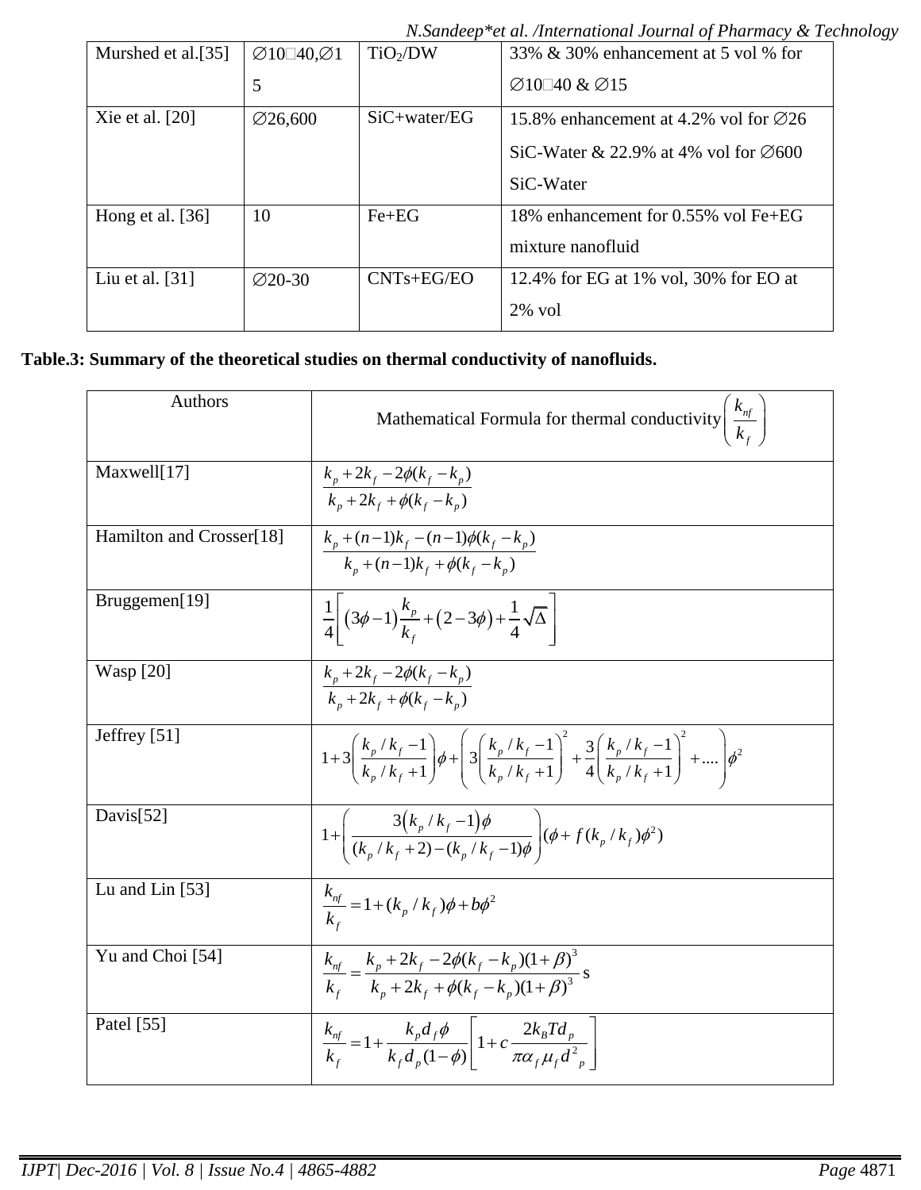| Murshed et al.[35] | ∅10□40,∅15 | $TiO_2$/DW | 33% & 30% enhancement at 5 vol % for ∅10□40 & ∅15 |
|---|---|---|---|
| Xie et al. [20] | ∅26,600 | SiC+water/EG | 15.8% enhancement at 4.2% vol for ∅26 SiC-Water & 22.9% at 4% vol for ∅600 SiC-Water |
| Hong et al. [36] | 10 | Fe+EG | 18% enhancement for 0.55% vol Fe+EG mixture nanofluid |
| Liu et al. [31] | ∅20-30 | CNTs+EG/EO | 12.4% for EG at 1% vol, 30% for EO at 2% vol |

**Table.3: Summary of the theoretical studies on thermal conductivity of nanofluids.**

| Authors | Mathematical Formula for thermal conductivity $\left(\frac{k_{nf}}{k_f}\right)$ |
|---|---|
| Maxwell[17] | $\frac{k_p + 2k_f - 2\phi(k_f - k_p)}{k_p + 2k_f + \phi(k_f - k_p)}$ |
| Hamilton and Crosser[18] | $\frac{k_p + (n-1)k_f - (n-1)\phi(k_f - k_p)}{k_p + (n-1)k_f + \phi(k_f - k_p)}$ |
| Bruggemen[19] | $\frac{1}{4}\left[\left(3\phi - 1\right)\frac{k_p}{k_f} + \left(2 - 3\phi\right) + \frac{1}{4}\sqrt{\Delta}\right]$ |
| Wasp [20] | $\frac{k_p + 2k_f - 2\phi(k_f - k_p)}{k_p + 2k_f + \phi(k_f - k_p)}$ |
| Jeffrey [51] | $1 + 3\left(\frac{k_p/k_f - 1}{k_p/k_f + 1}\right)\phi + \left(3\left(\frac{k_p/k_f - 1}{k_p/k_f + 1}\right)^2 + \frac{3}{4}\left(\frac{k_p/k_f - 1}{k_p/k_f + 1}\right)^2 + ....\right)\phi^2$ |
| Davis[52] | $1 + \left(\frac{3\left(k_p/k_f - 1\right)\phi}{(k_p/k_f + 2) - (k_p/k_f - 1)\phi}\right)(\phi + f(k_p/k_f)\phi^2)$ |
| Lu and Lin [53] | $\frac{k_{nf}}{k_f} = 1 + (k_p/k_f)\phi + b\phi^2$ |
| Yu and Choi [54] | $\frac{k_{nf}}{k_f} = \frac{k_p + 2k_f - 2\phi(k_f - k_p)(1+\beta)^3}{k_p + 2k_f + \phi(k_f - k_p)(1+\beta)^3}$ s |
| Patel [55] | $\frac{k_{nf}}{k_f} = 1 + \frac{k_p d_f \phi}{k_f d_p (1-\phi)}\left[1 + c\frac{2k_B T d_p}{\pi \alpha_f \mu_f d_p^2}\right]$ |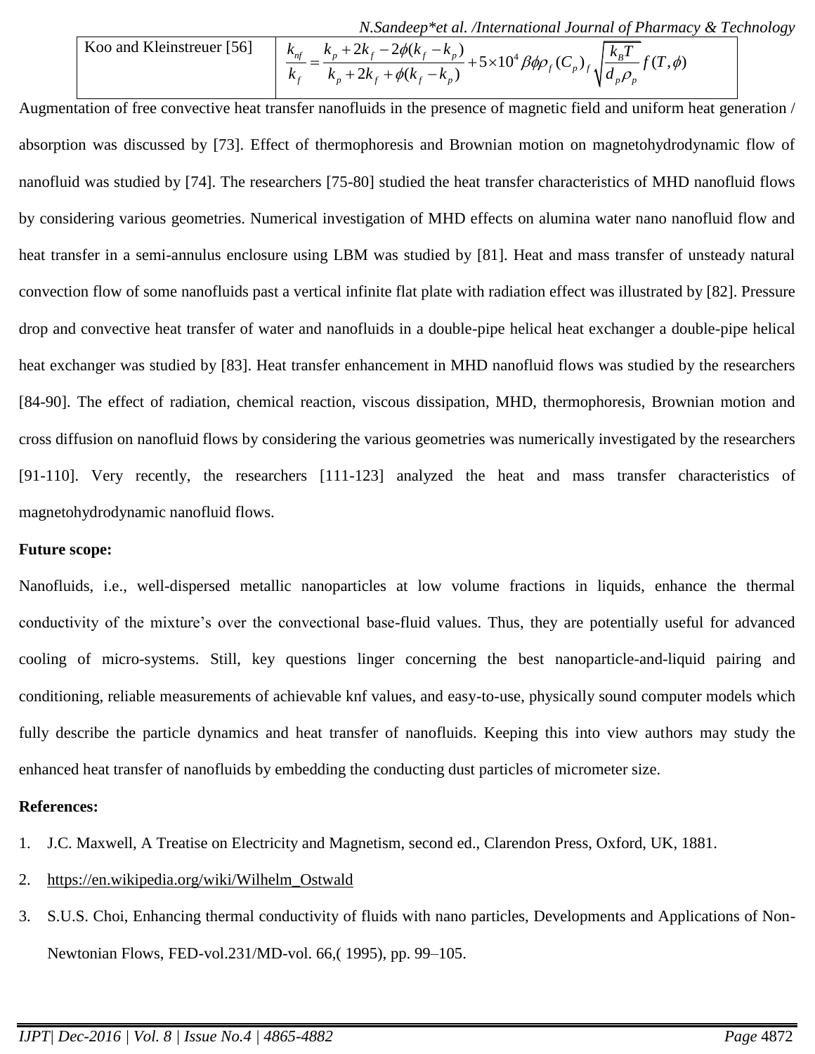| Koo and Kleinstreuer [56] | $\frac{k_{nf}}{k_f} = \frac{k_p + 2k_f - 2\phi(k_f - k_p)}{k_p + 2k_f + \phi(k_f - k_p)} + 5\times10^4 \beta\phi\rho_f (C_p)_f \sqrt{\frac{k_B T}{d_p \rho_p}} f(T,\phi)$ |
|---|---|

Augmentation of free convective heat transfer nanofluids in the presence of magnetic field and uniform heat generation / absorption was discussed by [73]. Effect of thermophoresis and Brownian motion on magnetohydrodynamic flow of nanofluid was studied by [74]. The researchers [75-80] studied the heat transfer characteristics of MHD nanofluid flows by considering various geometries. Numerical investigation of MHD effects on alumina water nano nanofluid flow and heat transfer in a semi-annulus enclosure using LBM was studied by [81]. Heat and mass transfer of unsteady natural convection flow of some nanofluids past a vertical infinite flat plate with radiation effect was illustrated by [82]. Pressure drop and convective heat transfer of water and nanofluids in a double-pipe helical heat exchanger a double-pipe helical heat exchanger was studied by [83]. Heat transfer enhancement in MHD nanofluid flows was studied by the researchers [84-90]. The effect of radiation, chemical reaction, viscous dissipation, MHD, thermophoresis, Brownian motion and cross diffusion on nanofluid flows by considering the various geometries was numerically investigated by the researchers [91-110]. Very recently, the researchers [111-123] analyzed the heat and mass transfer characteristics of magnetohydrodynamic nanofluid flows.

**Future scope:**

Nanofluids, i.e., well-dispersed metallic nanoparticles at low volume fractions in liquids, enhance the thermal conductivity of the mixture's over the convectional base-fluid values. Thus, they are potentially useful for advanced cooling of micro-systems. Still, key questions linger concerning the best nanoparticle-and-liquid pairing and conditioning, reliable measurements of achievable knf values, and easy-to-use, physically sound computer models which fully describe the particle dynamics and heat transfer of nanofluids. Keeping this into view authors may study the enhanced heat transfer of nanofluids by embedding the conducting dust particles of micrometer size.

**References:**

1. J.C. Maxwell, A Treatise on Electricity and Magnetism, second ed., Clarendon Press, Oxford, UK, 1881.
2. https://en.wikipedia.org/wiki/Wilhelm_Ostwald
3. S.U.S. Choi, Enhancing thermal conductivity of fluids with nano particles, Developments and Applications of Non-Newtonian Flows, FED-vol.231/MD-vol. 66,( 1995), pp. 99–105.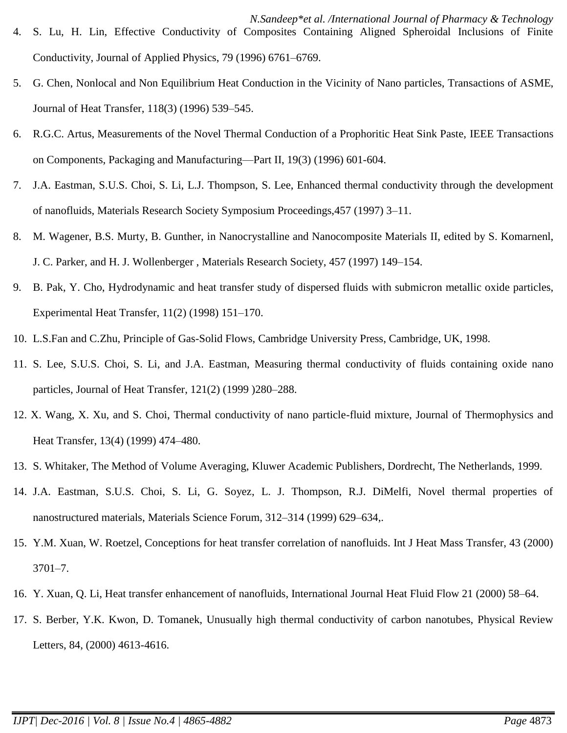4. S. Lu, H. Lin, Effective Conductivity of Composites Containing Aligned Spheroidal Inclusions of Finite Conductivity, Journal of Applied Physics, 79 (1996) 6761–6769.
5. G. Chen, Nonlocal and Non Equilibrium Heat Conduction in the Vicinity of Nano particles, Transactions of ASME, Journal of Heat Transfer, 118(3) (1996) 539–545.
6. R.G.C. Artus, Measurements of the Novel Thermal Conduction of a Prophoritic Heat Sink Paste, IEEE Transactions on Components, Packaging and Manufacturing—Part II, 19(3) (1996) 601-604.
7. J.A. Eastman, S.U.S. Choi, S. Li, L.J. Thompson, S. Lee, Enhanced thermal conductivity through the development of nanofluids, Materials Research Society Symposium Proceedings,457 (1997) 3–11.
8. M. Wagener, B.S. Murty, B. Gunther, in Nanocrystalline and Nanocomposite Materials II, edited by S. Komarnenl, J. C. Parker, and H. J. Wollenberger , Materials Research Society, 457 (1997) 149–154.
9. B. Pak, Y. Cho, Hydrodynamic and heat transfer study of dispersed fluids with submicron metallic oxide particles, Experimental Heat Transfer, 11(2) (1998) 151–170.
10. L.S.Fan and C.Zhu, Principle of Gas-Solid Flows, Cambridge University Press, Cambridge, UK, 1998.
11. S. Lee, S.U.S. Choi, S. Li, and J.A. Eastman, Measuring thermal conductivity of fluids containing oxide nano particles, Journal of Heat Transfer, 121(2) (1999 )280–288.
12. X. Wang, X. Xu, and S. Choi, Thermal conductivity of nano particle-fluid mixture, Journal of Thermophysics and Heat Transfer, 13(4) (1999) 474–480.
13. S. Whitaker, The Method of Volume Averaging, Kluwer Academic Publishers, Dordrecht, The Netherlands, 1999.
14. J.A. Eastman, S.U.S. Choi, S. Li, G. Soyez, L. J. Thompson, R.J. DiMelfi, Novel thermal properties of nanostructured materials, Materials Science Forum, 312–314 (1999) 629–634,.
15. Y.M. Xuan, W. Roetzel, Conceptions for heat transfer correlation of nanofluids. Int J Heat Mass Transfer, 43 (2000) 3701–7.
16. Y. Xuan, Q. Li, Heat transfer enhancement of nanofluids, International Journal Heat Fluid Flow 21 (2000) 58–64.
17. S. Berber, Y.K. Kwon, D. Tomanek, Unusually high thermal conductivity of carbon nanotubes, Physical Review Letters, 84, (2000) 4613-4616.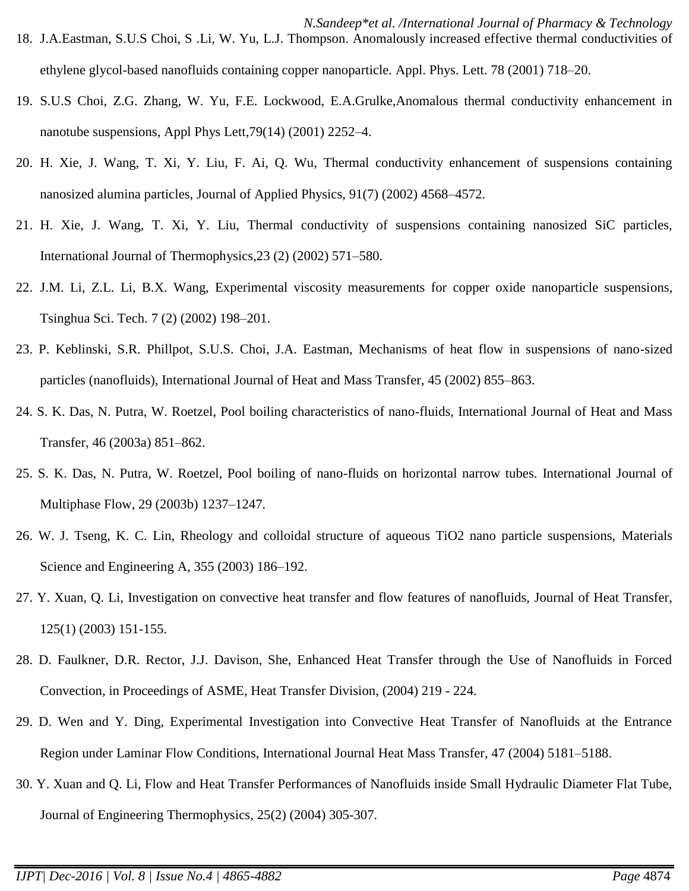18. J.A.Eastman, S.U.S Choi, S .Li, W. Yu, L.J. Thompson. Anomalously increased effective thermal conductivities of ethylene glycol-based nanofluids containing copper nanoparticle. Appl. Phys. Lett. 78 (2001) 718–20.
19. S.U.S Choi, Z.G. Zhang, W. Yu, F.E. Lockwood, E.A.Grulke,Anomalous thermal conductivity enhancement in nanotube suspensions, Appl Phys Lett,79(14) (2001) 2252–4.
20. H. Xie, J. Wang, T. Xi, Y. Liu, F. Ai, Q. Wu, Thermal conductivity enhancement of suspensions containing nanosized alumina particles, Journal of Applied Physics, 91(7) (2002) 4568–4572.
21. H. Xie, J. Wang, T. Xi, Y. Liu, Thermal conductivity of suspensions containing nanosized SiC particles, International Journal of Thermophysics,23 (2) (2002) 571–580.
22. J.M. Li, Z.L. Li, B.X. Wang, Experimental viscosity measurements for copper oxide nanoparticle suspensions, Tsinghua Sci. Tech. 7 (2) (2002) 198–201.
23. P. Keblinski, S.R. Phillpot, S.U.S. Choi, J.A. Eastman, Mechanisms of heat flow in suspensions of nano-sized particles (nanofluids), International Journal of Heat and Mass Transfer, 45 (2002) 855–863.
24. S. K. Das, N. Putra, W. Roetzel, Pool boiling characteristics of nano-fluids, International Journal of Heat and Mass Transfer, 46 (2003a) 851–862.
25. S. K. Das, N. Putra, W. Roetzel, Pool boiling of nano-fluids on horizontal narrow tubes. International Journal of Multiphase Flow, 29 (2003b) 1237–1247.
26. W. J. Tseng, K. C. Lin, Rheology and colloidal structure of aqueous $TiO_2$ nano particle suspensions, Materials Science and Engineering A, 355 (2003) 186–192.
27. Y. Xuan, Q. Li, Investigation on convective heat transfer and flow features of nanofluids, Journal of Heat Transfer, 125(1) (2003) 151-155.
28. D. Faulkner, D.R. Rector, J.J. Davison, She, Enhanced Heat Transfer through the Use of Nanofluids in Forced Convection, in Proceedings of ASME, Heat Transfer Division, (2004) 219 - 224.
29. D. Wen and Y. Ding, Experimental Investigation into Convective Heat Transfer of Nanofluids at the Entrance Region under Laminar Flow Conditions, International Journal Heat Mass Transfer, 47 (2004) 5181–5188.
30. Y. Xuan and Q. Li, Flow and Heat Transfer Performances of Nanofluids inside Small Hydraulic Diameter Flat Tube, Journal of Engineering Thermophysics, 25(2) (2004) 305-307.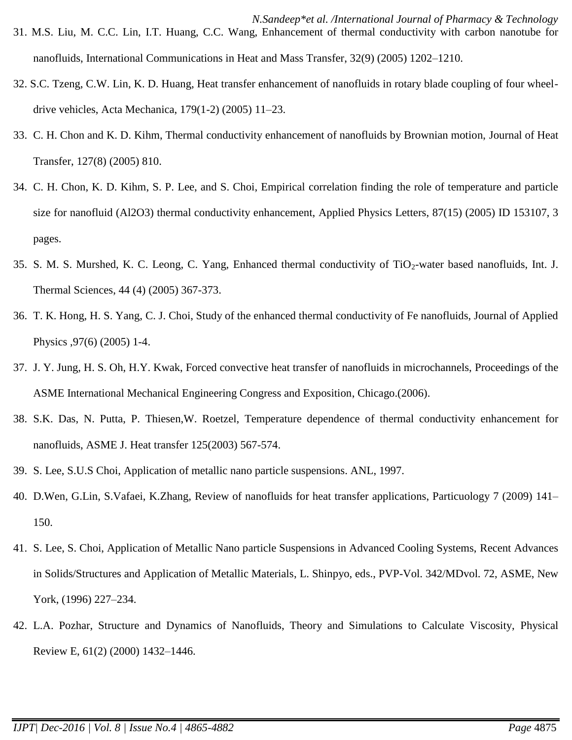31. M.S. Liu, M. C.C. Lin, I.T. Huang, C.C. Wang, Enhancement of thermal conductivity with carbon nanotube for nanofluids, International Communications in Heat and Mass Transfer, 32(9) (2005) 1202–1210.
32. S.C. Tzeng, C.W. Lin, K. D. Huang, Heat transfer enhancement of nanofluids in rotary blade coupling of four wheel-drive vehicles, Acta Mechanica, 179(1-2) (2005) 11–23.
33. C. H. Chon and K. D. Kihm, Thermal conductivity enhancement of nanofluids by Brownian motion, Journal of Heat Transfer, 127(8) (2005) 810.
34. C. H. Chon, K. D. Kihm, S. P. Lee, and S. Choi, Empirical correlation finding the role of temperature and particle size for nanofluid (Al2O3) thermal conductivity enhancement, Applied Physics Letters, 87(15) (2005) ID 153107, 3 pages.
35. S. M. S. Murshed, K. C. Leong, C. Yang, Enhanced thermal conductivity of $TiO_2$-water based nanofluids, Int. J. Thermal Sciences, 44 (4) (2005) 367-373.
36. T. K. Hong, H. S. Yang, C. J. Choi, Study of the enhanced thermal conductivity of Fe nanofluids, Journal of Applied Physics ,97(6) (2005) 1-4.
37. J. Y. Jung, H. S. Oh, H.Y. Kwak, Forced convective heat transfer of nanofluids in microchannels, Proceedings of the ASME International Mechanical Engineering Congress and Exposition, Chicago.(2006).
38. S.K. Das, N. Putta, P. Thiesen,W. Roetzel, Temperature dependence of thermal conductivity enhancement for nanofluids, ASME J. Heat transfer 125(2003) 567-574.
39. S. Lee, S.U.S Choi, Application of metallic nano particle suspensions. ANL, 1997.
40. D.Wen, G.Lin, S.Vafaei, K.Zhang, Review of nanofluids for heat transfer applications, Particuology 7 (2009) 141–150.
41. S. Lee, S. Choi, Application of Metallic Nano particle Suspensions in Advanced Cooling Systems, Recent Advances in Solids/Structures and Application of Metallic Materials, L. Shinpyo, eds., PVP-Vol. 342/MDvol. 72, ASME, New York, (1996) 227–234.
42. L.A. Pozhar, Structure and Dynamics of Nanofluids, Theory and Simulations to Calculate Viscosity, Physical Review E, 61(2) (2000) 1432–1446.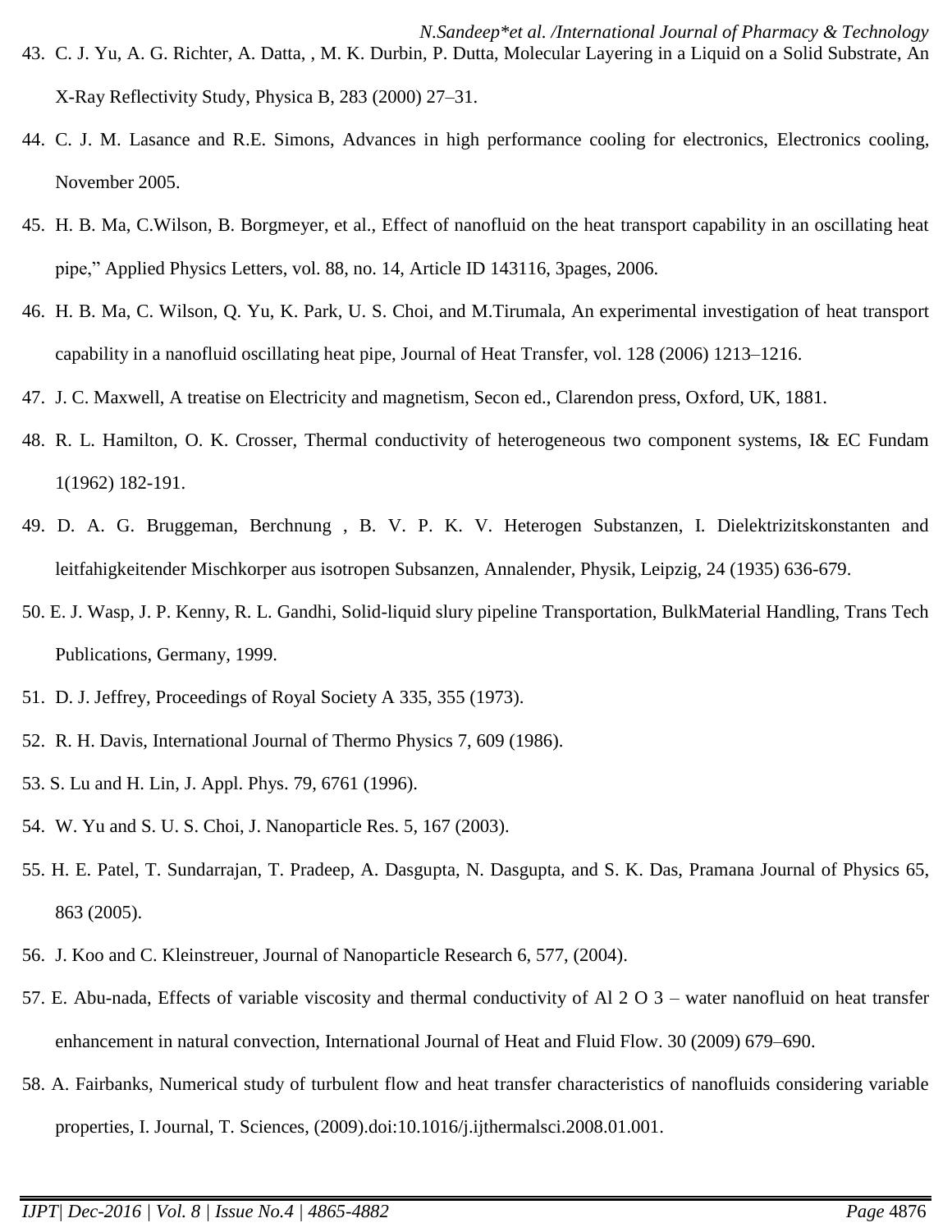43. C. J. Yu, A. G. Richter, A. Datta, , M. K. Durbin, P. Dutta, Molecular Layering in a Liquid on a Solid Substrate, An X-Ray Reflectivity Study, Physica B, 283 (2000) 27–31.
44. C. J. M. Lasance and R.E. Simons, Advances in high performance cooling for electronics, Electronics cooling, November 2005.
45. H. B. Ma, C.Wilson, B. Borgmeyer, et al., Effect of nanofluid on the heat transport capability in an oscillating heat pipe," Applied Physics Letters, vol. 88, no. 14, Article ID 143116, 3pages, 2006.
46. H. B. Ma, C. Wilson, Q. Yu, K. Park, U. S. Choi, and M.Tirumala, An experimental investigation of heat transport capability in a nanofluid oscillating heat pipe, Journal of Heat Transfer, vol. 128 (2006) 1213–1216.
47. J. C. Maxwell, A treatise on Electricity and magnetism, Secon ed., Clarendon press, Oxford, UK, 1881.
48. R. L. Hamilton, O. K. Crosser, Thermal conductivity of heterogeneous two component systems, I& EC Fundam 1(1962) 182-191.
49. D. A. G. Bruggeman, Berchnung , B. V. P. K. V. Heterogen Substanzen, I. Dielektrizitskonstanten and leitfahigkeitender Mischkorper aus isotropen Subsanzen, Annalender, Physik, Leipzig, 24 (1935) 636-679.
50. E. J. Wasp, J. P. Kenny, R. L. Gandhi, Solid-liquid slury pipeline Transportation, BulkMaterial Handling, Trans Tech Publications, Germany, 1999.
51. D. J. Jeffrey, Proceedings of Royal Society A 335, 355 (1973).
52. R. H. Davis, International Journal of Thermo Physics 7, 609 (1986).
53. S. Lu and H. Lin, J. Appl. Phys. 79, 6761 (1996).
54. W. Yu and S. U. S. Choi, J. Nanoparticle Res. 5, 167 (2003).
55. H. E. Patel, T. Sundarrajan, T. Pradeep, A. Dasgupta, N. Dasgupta, and S. K. Das, Pramana Journal of Physics 65, 863 (2005).
56. J. Koo and C. Kleinstreuer, Journal of Nanoparticle Research 6, 577, (2004).
57. E. Abu-nada, Effects of variable viscosity and thermal conductivity of Al 2 O 3 – water nanofluid on heat transfer enhancement in natural convection, International Journal of Heat and Fluid Flow. 30 (2009) 679–690.
58. A. Fairbanks, Numerical study of turbulent flow and heat transfer characteristics of nanofluids considering variable properties, I. Journal, T. Sciences, (2009).doi:10.1016/j.ijthermalsci.2008.01.001.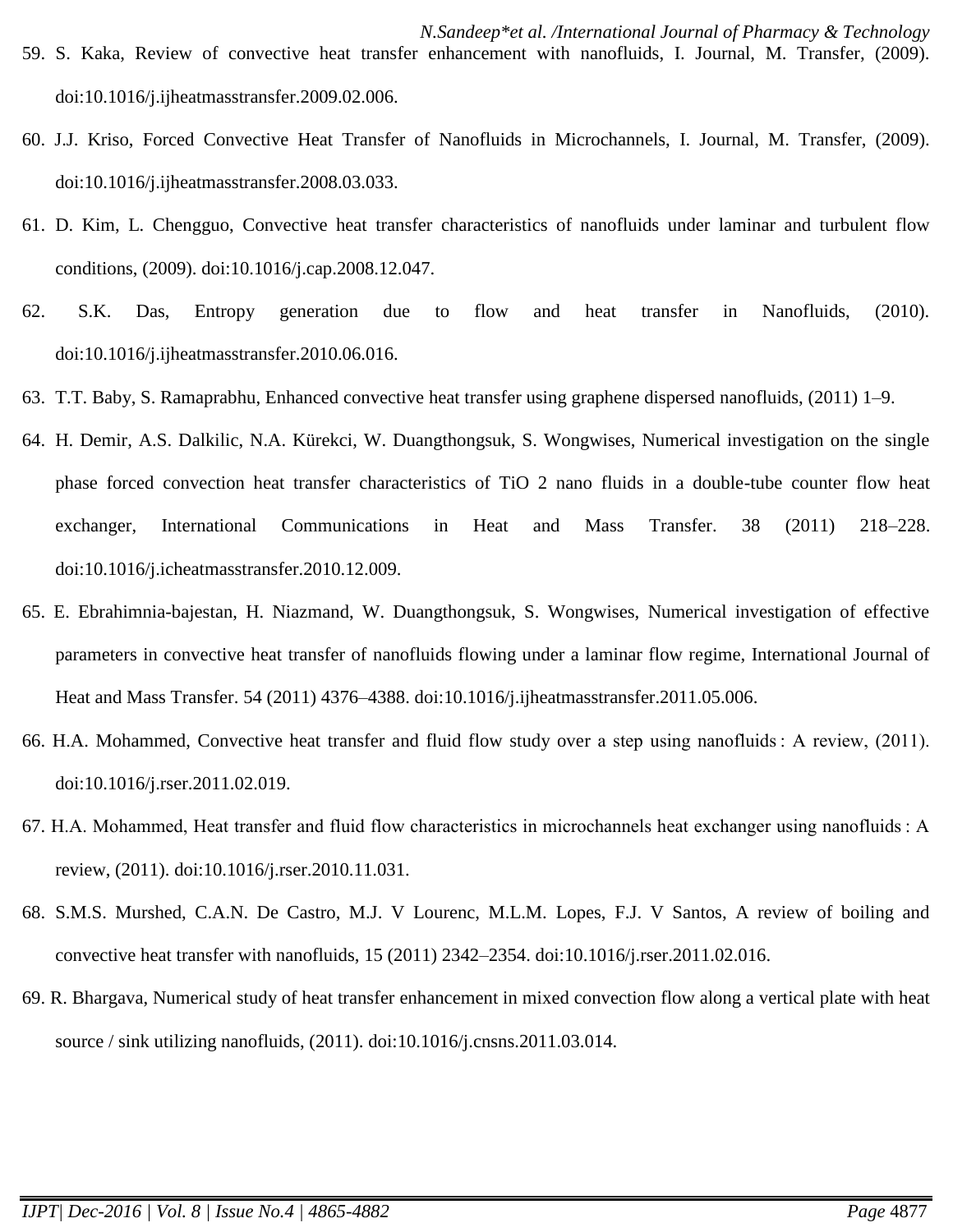59. S. Kaka, Review of convective heat transfer enhancement with nanofluids, I. Journal, M. Transfer, (2009). doi:10.1016/j.ijheatmasstransfer.2009.02.006.

60. J.J. Kriso, Forced Convective Heat Transfer of Nanofluids in Microchannels, I. Journal, M. Transfer, (2009). doi:10.1016/j.ijheatmasstransfer.2008.03.033.

61. D. Kim, L. Chengguo, Convective heat transfer characteristics of nanofluids under laminar and turbulent flow conditions, (2009). doi:10.1016/j.cap.2008.12.047.

62. S.K. Das, Entropy generation due to flow and heat transfer in Nanofluids, (2010). doi:10.1016/j.ijheatmasstransfer.2010.06.016.

63. T.T. Baby, S. Ramaprabhu, Enhanced convective heat transfer using graphene dispersed nanofluids, (2011) 1–9.

64. H. Demir, A.S. Dalkilic, N.A. Kürekci, W. Duangthongsuk, S. Wongwises, Numerical investigation on the single phase forced convection heat transfer characteristics of TiO 2 nano fluids in a double-tube counter flow heat exchanger, International Communications in Heat and Mass Transfer. 38 (2011) 218–228. doi:10.1016/j.icheatmasstransfer.2010.12.009.

65. E. Ebrahimnia-bajestan, H. Niazmand, W. Duangthongsuk, S. Wongwises, Numerical investigation of effective parameters in convective heat transfer of nanofluids flowing under a laminar flow regime, International Journal of Heat and Mass Transfer. 54 (2011) 4376–4388. doi:10.1016/j.ijheatmasstransfer.2011.05.006.

66. H.A. Mohammed, Convective heat transfer and fluid flow study over a step using nanofluids : A review, (2011). doi:10.1016/j.rser.2011.02.019.

67. H.A. Mohammed, Heat transfer and fluid flow characteristics in microchannels heat exchanger using nanofluids : A review, (2011). doi:10.1016/j.rser.2010.11.031.

68. S.M.S. Murshed, C.A.N. De Castro, M.J. V Lourenc, M.L.M. Lopes, F.J. V Santos, A review of boiling and convective heat transfer with nanofluids, 15 (2011) 2342–2354. doi:10.1016/j.rser.2011.02.016.

69. R. Bhargava, Numerical study of heat transfer enhancement in mixed convection flow along a vertical plate with heat source / sink utilizing nanofluids, (2011). doi:10.1016/j.cnsns.2011.03.014.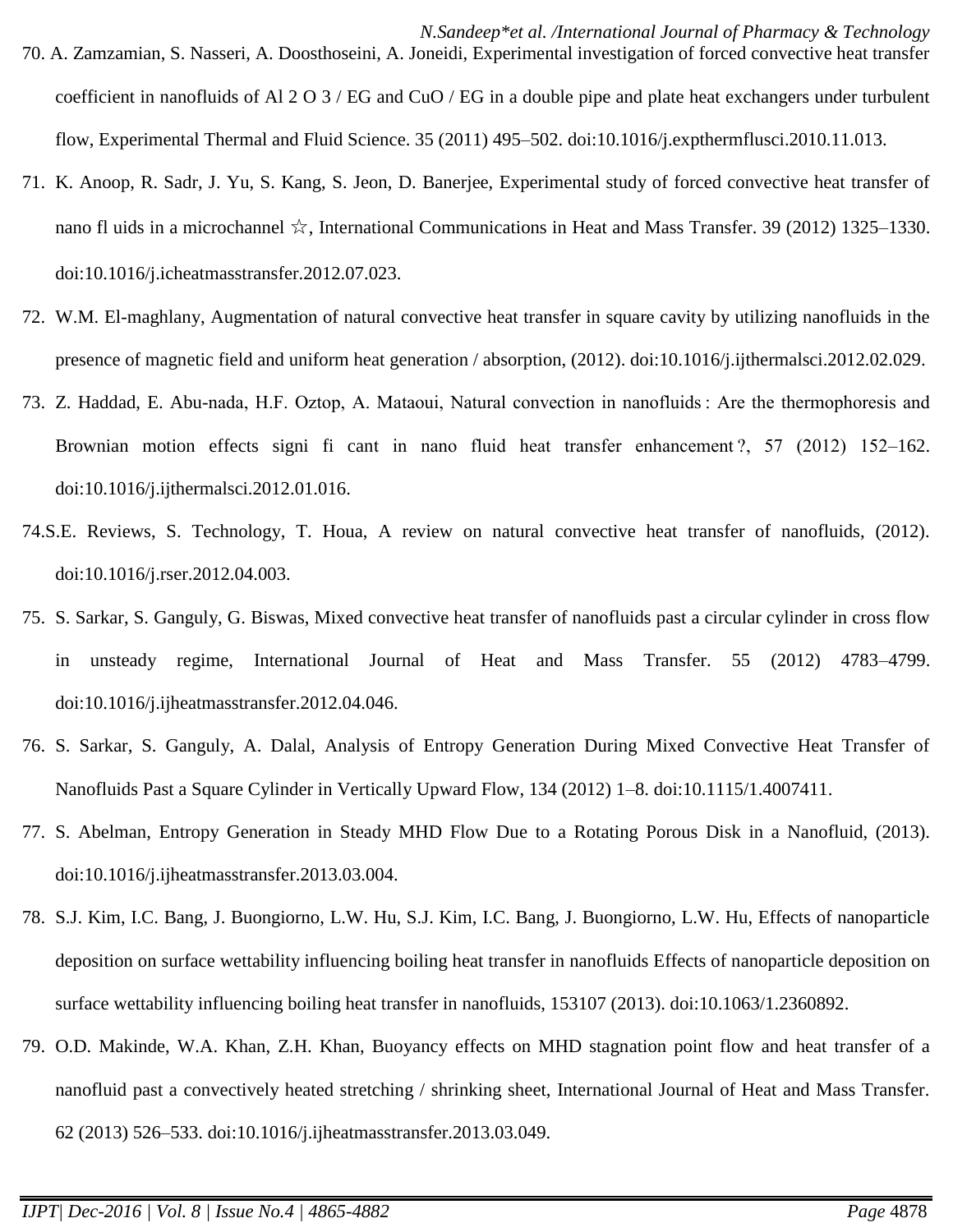70. A. Zamzamian, S. Nasseri, A. Doosthoseini, A. Joneidi, Experimental investigation of forced convective heat transfer coefficient in nanofluids of Al 2 O 3 / EG and CuO / EG in a double pipe and plate heat exchangers under turbulent flow, Experimental Thermal and Fluid Science. 35 (2011) 495–502. doi:10.1016/j.expthermflusci.2010.11.013.

71. K. Anoop, R. Sadr, J. Yu, S. Kang, S. Jeon, D. Banerjee, Experimental study of forced convective heat transfer of nano fl uids in a microchannel ☆, International Communications in Heat and Mass Transfer. 39 (2012) 1325–1330. doi:10.1016/j.icheatmasstransfer.2012.07.023.

72. W.M. El-maghlany, Augmentation of natural convective heat transfer in square cavity by utilizing nanofluids in the presence of magnetic field and uniform heat generation / absorption, (2012). doi:10.1016/j.ijthermalsci.2012.02.029.

73. Z. Haddad, E. Abu-nada, H.F. Oztop, A. Mataoui, Natural convection in nanofluids : Are the thermophoresis and Brownian motion effects signi fi cant in nano fluid heat transfer enhancement ?, 57 (2012) 152–162. doi:10.1016/j.ijthermalsci.2012.01.016.

74. S.E. Reviews, S. Technology, T. Houa, A review on natural convective heat transfer of nanofluids, (2012). doi:10.1016/j.rser.2012.04.003.

75. S. Sarkar, S. Ganguly, G. Biswas, Mixed convective heat transfer of nanofluids past a circular cylinder in cross flow in unsteady regime, International Journal of Heat and Mass Transfer. 55 (2012) 4783–4799. doi:10.1016/j.ijheatmasstransfer.2012.04.046.

76. S. Sarkar, S. Ganguly, A. Dalal, Analysis of Entropy Generation During Mixed Convective Heat Transfer of Nanofluids Past a Square Cylinder in Vertically Upward Flow, 134 (2012) 1–8. doi:10.1115/1.4007411.

77. S. Abelman, Entropy Generation in Steady MHD Flow Due to a Rotating Porous Disk in a Nanofluid, (2013). doi:10.1016/j.ijheatmasstransfer.2013.03.004.

78. S.J. Kim, I.C. Bang, J. Buongiorno, L.W. Hu, S.J. Kim, I.C. Bang, J. Buongiorno, L.W. Hu, Effects of nanoparticle deposition on surface wettability influencing boiling heat transfer in nanofluids Effects of nanoparticle deposition on surface wettability influencing boiling heat transfer in nanofluids, 153107 (2013). doi:10.1063/1.2360892.

79. O.D. Makinde, W.A. Khan, Z.H. Khan, Buoyancy effects on MHD stagnation point flow and heat transfer of a nanofluid past a convectively heated stretching / shrinking sheet, International Journal of Heat and Mass Transfer. 62 (2013) 526–533. doi:10.1016/j.ijheatmasstransfer.2013.03.049.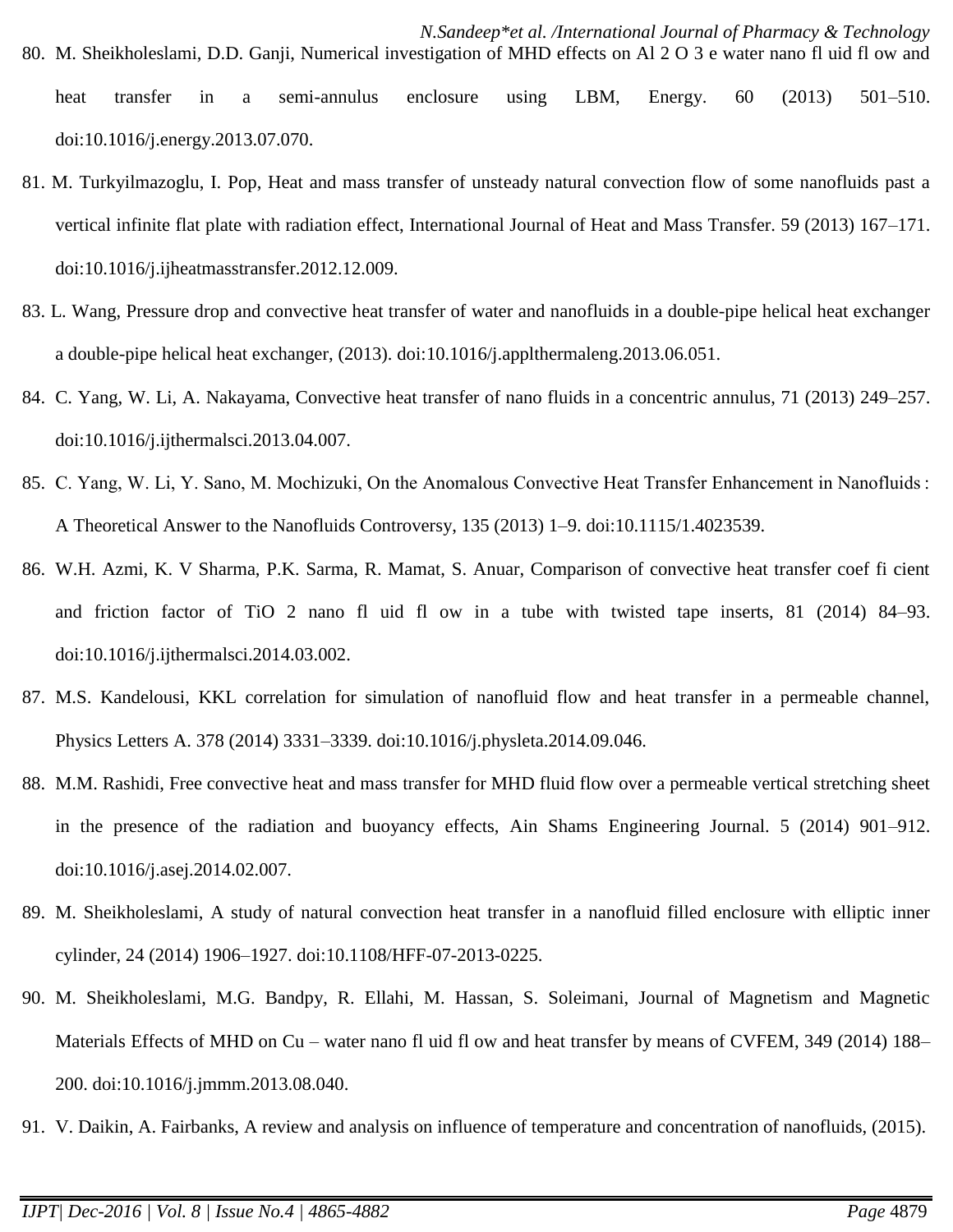80. M. Sheikholeslami, D.D. Ganji, Numerical investigation of MHD effects on Al 2 O 3 e water nano fl uid fl ow and heat transfer in a semi-annulus enclosure using LBM, Energy. 60 (2013) 501–510. doi:10.1016/j.energy.2013.07.070.
81. M. Turkyilmazoglu, I. Pop, Heat and mass transfer of unsteady natural convection flow of some nanofluids past a vertical infinite flat plate with radiation effect, International Journal of Heat and Mass Transfer. 59 (2013) 167–171. doi:10.1016/j.ijheatmasstransfer.2012.12.009.
83. L. Wang, Pressure drop and convective heat transfer of water and nanofluids in a double-pipe helical heat exchanger a double-pipe helical heat exchanger, (2013). doi:10.1016/j.applthermaleng.2013.06.051.
84. C. Yang, W. Li, A. Nakayama, Convective heat transfer of nano fluids in a concentric annulus, 71 (2013) 249–257. doi:10.1016/j.ijthermalsci.2013.04.007.
85. C. Yang, W. Li, Y. Sano, M. Mochizuki, On the Anomalous Convective Heat Transfer Enhancement in Nanofluids : A Theoretical Answer to the Nanofluids Controversy, 135 (2013) 1–9. doi:10.1115/1.4023539.
86. W.H. Azmi, K. V Sharma, P.K. Sarma, R. Mamat, S. Anuar, Comparison of convective heat transfer coef fi cient and friction factor of TiO 2 nano fl uid fl ow in a tube with twisted tape inserts, 81 (2014) 84–93. doi:10.1016/j.ijthermalsci.2014.03.002.
87. M.S. Kandelousi, KKL correlation for simulation of nanofluid flow and heat transfer in a permeable channel, Physics Letters A. 378 (2014) 3331–3339. doi:10.1016/j.physleta.2014.09.046.
88. M.M. Rashidi, Free convective heat and mass transfer for MHD fluid flow over a permeable vertical stretching sheet in the presence of the radiation and buoyancy effects, Ain Shams Engineering Journal. 5 (2014) 901–912. doi:10.1016/j.asej.2014.02.007.
89. M. Sheikholeslami, A study of natural convection heat transfer in a nanofluid filled enclosure with elliptic inner cylinder, 24 (2014) 1906–1927. doi:10.1108/HFF-07-2013-0225.
90. M. Sheikholeslami, M.G. Bandpy, R. Ellahi, M. Hassan, S. Soleimani, Journal of Magnetism and Magnetic Materials Effects of MHD on Cu – water nano fl uid fl ow and heat transfer by means of CVFEM, 349 (2014) 188–200. doi:10.1016/j.jmmm.2013.08.040.
91. V. Daikin, A. Fairbanks, A review and analysis on influence of temperature and concentration of nanofluids, (2015).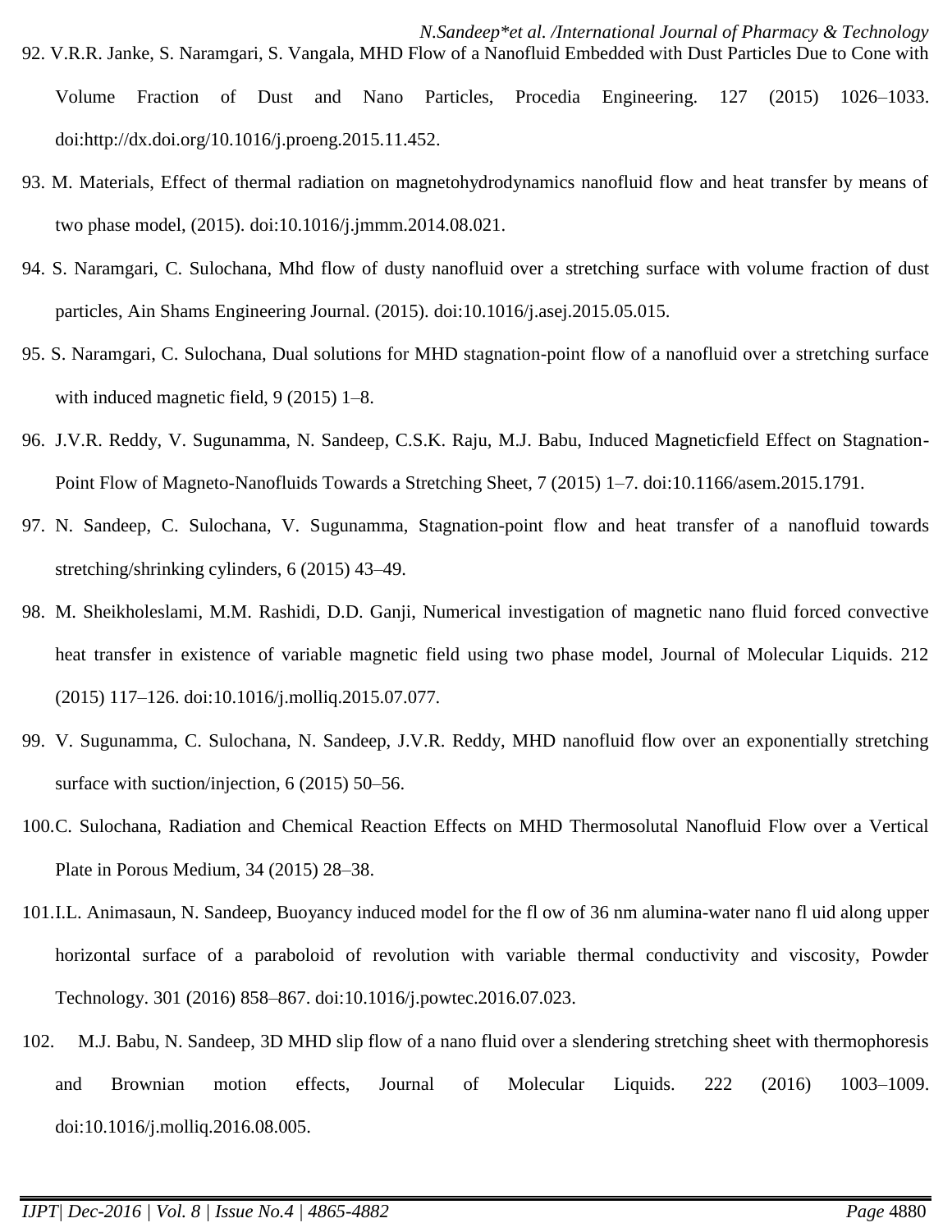92. V.R.R. Janke, S. Naramgari, S. Vangala, MHD Flow of a Nanofluid Embedded with Dust Particles Due to Cone with Volume Fraction of Dust and Nano Particles, Procedia Engineering. 127 (2015) 1026–1033. doi:http://dx.doi.org/10.1016/j.proeng.2015.11.452.
93. M. Materials, Effect of thermal radiation on magnetohydrodynamics nanofluid flow and heat transfer by means of two phase model, (2015). doi:10.1016/j.jmmm.2014.08.021.
94. S. Naramgari, C. Sulochana, Mhd flow of dusty nanofluid over a stretching surface with volume fraction of dust particles, Ain Shams Engineering Journal. (2015). doi:10.1016/j.asej.2015.05.015.
95. S. Naramgari, C. Sulochana, Dual solutions for MHD stagnation-point flow of a nanofluid over a stretching surface with induced magnetic field, 9 (2015) 1–8.
96. J.V.R. Reddy, V. Sugunamma, N. Sandeep, C.S.K. Raju, M.J. Babu, Induced Magneticfield Effect on Stagnation-Point Flow of Magneto-Nanofluids Towards a Stretching Sheet, 7 (2015) 1–7. doi:10.1166/asem.2015.1791.
97. N. Sandeep, C. Sulochana, V. Sugunamma, Stagnation-point flow and heat transfer of a nanofluid towards stretching/shrinking cylinders, 6 (2015) 43–49.
98. M. Sheikholeslami, M.M. Rashidi, D.D. Ganji, Numerical investigation of magnetic nano fluid forced convective heat transfer in existence of variable magnetic field using two phase model, Journal of Molecular Liquids. 212 (2015) 117–126. doi:10.1016/j.molliq.2015.07.077.
99. V. Sugunamma, C. Sulochana, N. Sandeep, J.V.R. Reddy, MHD nanofluid flow over an exponentially stretching surface with suction/injection, 6 (2015) 50–56.
100. C. Sulochana, Radiation and Chemical Reaction Effects on MHD Thermosolutal Nanofluid Flow over a Vertical Plate in Porous Medium, 34 (2015) 28–38.
101. I.L. Animasaun, N. Sandeep, Buoyancy induced model for the fl ow of 36 nm alumina-water nano fl uid along upper horizontal surface of a paraboloid of revolution with variable thermal conductivity and viscosity, Powder Technology. 301 (2016) 858–867. doi:10.1016/j.powtec.2016.07.023.
102. M.J. Babu, N. Sandeep, 3D MHD slip flow of a nano fluid over a slendering stretching sheet with thermophoresis and Brownian motion effects, Journal of Molecular Liquids. 222 (2016) 1003–1009. doi:10.1016/j.molliq.2016.08.005.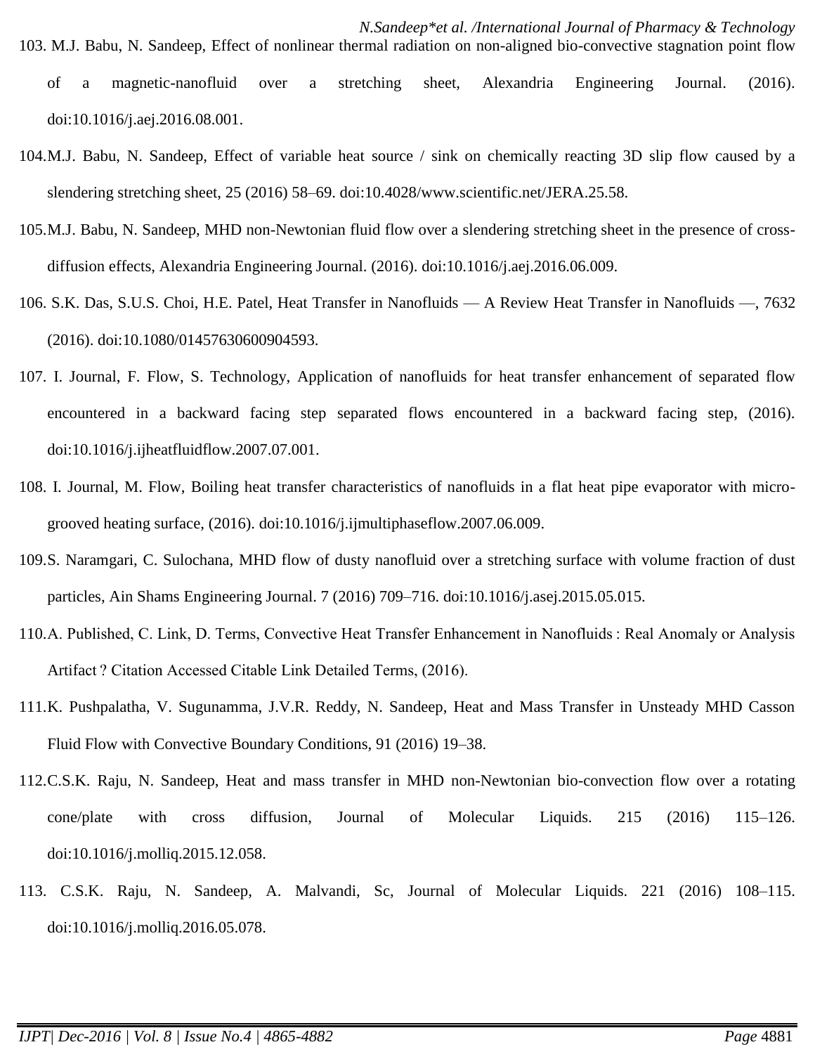103. M.J. Babu, N. Sandeep, Effect of nonlinear thermal radiation on non-aligned bio-convective stagnation point flow of a magnetic-nanofluid over a stretching sheet, Alexandria Engineering Journal. (2016). doi:10.1016/j.aej.2016.08.001.

104. M.J. Babu, N. Sandeep, Effect of variable heat source / sink on chemically reacting 3D slip flow caused by a slendering stretching sheet, 25 (2016) 58–69. doi:10.4028/www.scientific.net/JERA.25.58.

105. M.J. Babu, N. Sandeep, MHD non-Newtonian fluid flow over a slendering stretching sheet in the presence of cross-diffusion effects, Alexandria Engineering Journal. (2016). doi:10.1016/j.aej.2016.06.009.

106. S.K. Das, S.U.S. Choi, H.E. Patel, Heat Transfer in Nanofluids — A Review Heat Transfer in Nanofluids —, 7632 (2016). doi:10.1080/01457630600904593.

107. I. Journal, F. Flow, S. Technology, Application of nanofluids for heat transfer enhancement of separated flow encountered in a backward facing step separated flows encountered in a backward facing step, (2016). doi:10.1016/j.ijheatfluidflow.2007.07.001.

108. I. Journal, M. Flow, Boiling heat transfer characteristics of nanofluids in a flat heat pipe evaporator with micro-grooved heating surface, (2016). doi:10.1016/j.ijmultiphaseflow.2007.06.009.

109. S. Naramgari, C. Sulochana, MHD flow of dusty nanofluid over a stretching surface with volume fraction of dust particles, Ain Shams Engineering Journal. 7 (2016) 709–716. doi:10.1016/j.asej.2015.05.015.

110. A. Published, C. Link, D. Terms, Convective Heat Transfer Enhancement in Nanofluids : Real Anomaly or Analysis Artifact ? Citation Accessed Citable Link Detailed Terms, (2016).

111. K. Pushpalatha, V. Sugunamma, J.V.R. Reddy, N. Sandeep, Heat and Mass Transfer in Unsteady MHD Casson Fluid Flow with Convective Boundary Conditions, 91 (2016) 19–38.

112. C.S.K. Raju, N. Sandeep, Heat and mass transfer in MHD non-Newtonian bio-convection flow over a rotating cone/plate with cross diffusion, Journal of Molecular Liquids. 215 (2016) 115–126. doi:10.1016/j.molliq.2015.12.058.

113. C.S.K. Raju, N. Sandeep, A. Malvandi, Sc, Journal of Molecular Liquids. 221 (2016) 108–115. doi:10.1016/j.molliq.2016.05.078.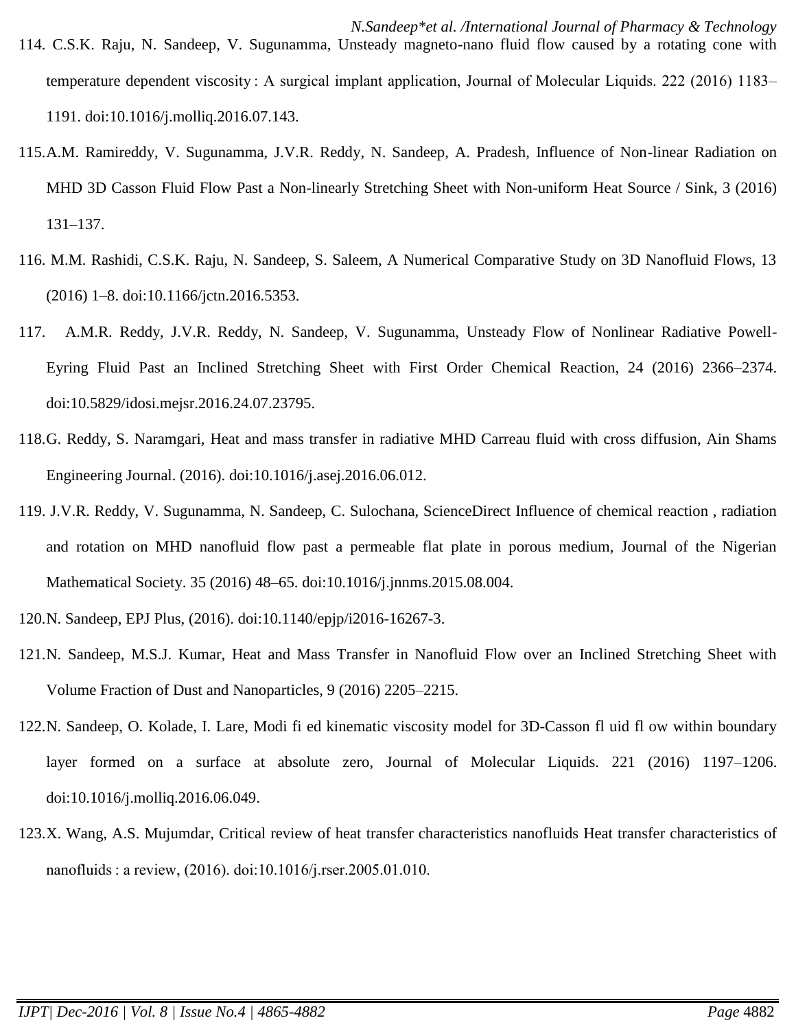114. C.S.K. Raju, N. Sandeep, V. Sugunamma, Unsteady magneto-nano fluid flow caused by a rotating cone with temperature dependent viscosity : A surgical implant application, Journal of Molecular Liquids. 222 (2016) 1183–1191. doi:10.1016/j.molliq.2016.07.143.

115. A.M. Ramireddy, V. Sugunamma, J.V.R. Reddy, N. Sandeep, A. Pradesh, Influence of Non-linear Radiation on MHD 3D Casson Fluid Flow Past a Non-linearly Stretching Sheet with Non-uniform Heat Source / Sink, 3 (2016) 131–137.

116. M.M. Rashidi, C.S.K. Raju, N. Sandeep, S. Saleem, A Numerical Comparative Study on 3D Nanofluid Flows, 13 (2016) 1–8. doi:10.1166/jctn.2016.5353.

117. A.M.R. Reddy, J.V.R. Reddy, N. Sandeep, V. Sugunamma, Unsteady Flow of Nonlinear Radiative Powell-Eyring Fluid Past an Inclined Stretching Sheet with First Order Chemical Reaction, 24 (2016) 2366–2374. doi:10.5829/idosi.mejsr.2016.24.07.23795.

118. G. Reddy, S. Naramgari, Heat and mass transfer in radiative MHD Carreau fluid with cross diffusion, Ain Shams Engineering Journal. (2016). doi:10.1016/j.asej.2016.06.012.

119. J.V.R. Reddy, V. Sugunamma, N. Sandeep, C. Sulochana, ScienceDirect Influence of chemical reaction , radiation and rotation on MHD nanofluid flow past a permeable flat plate in porous medium, Journal of the Nigerian Mathematical Society. 35 (2016) 48–65. doi:10.1016/j.jnnms.2015.08.004.

120. N. Sandeep, EPJ Plus, (2016). doi:10.1140/epjp/i2016-16267-3.

121. N. Sandeep, M.S.J. Kumar, Heat and Mass Transfer in Nanofluid Flow over an Inclined Stretching Sheet with Volume Fraction of Dust and Nanoparticles, 9 (2016) 2205–2215.

122. N. Sandeep, O. Kolade, I. Lare, Modi fi ed kinematic viscosity model for 3D-Casson fl uid fl ow within boundary layer formed on a surface at absolute zero, Journal of Molecular Liquids. 221 (2016) 1197–1206. doi:10.1016/j.molliq.2016.06.049.

123. X. Wang, A.S. Mujumdar, Critical review of heat transfer characteristics nanofluids Heat transfer characteristics of nanofluids : a review, (2016). doi:10.1016/j.rser.2005.01.010.